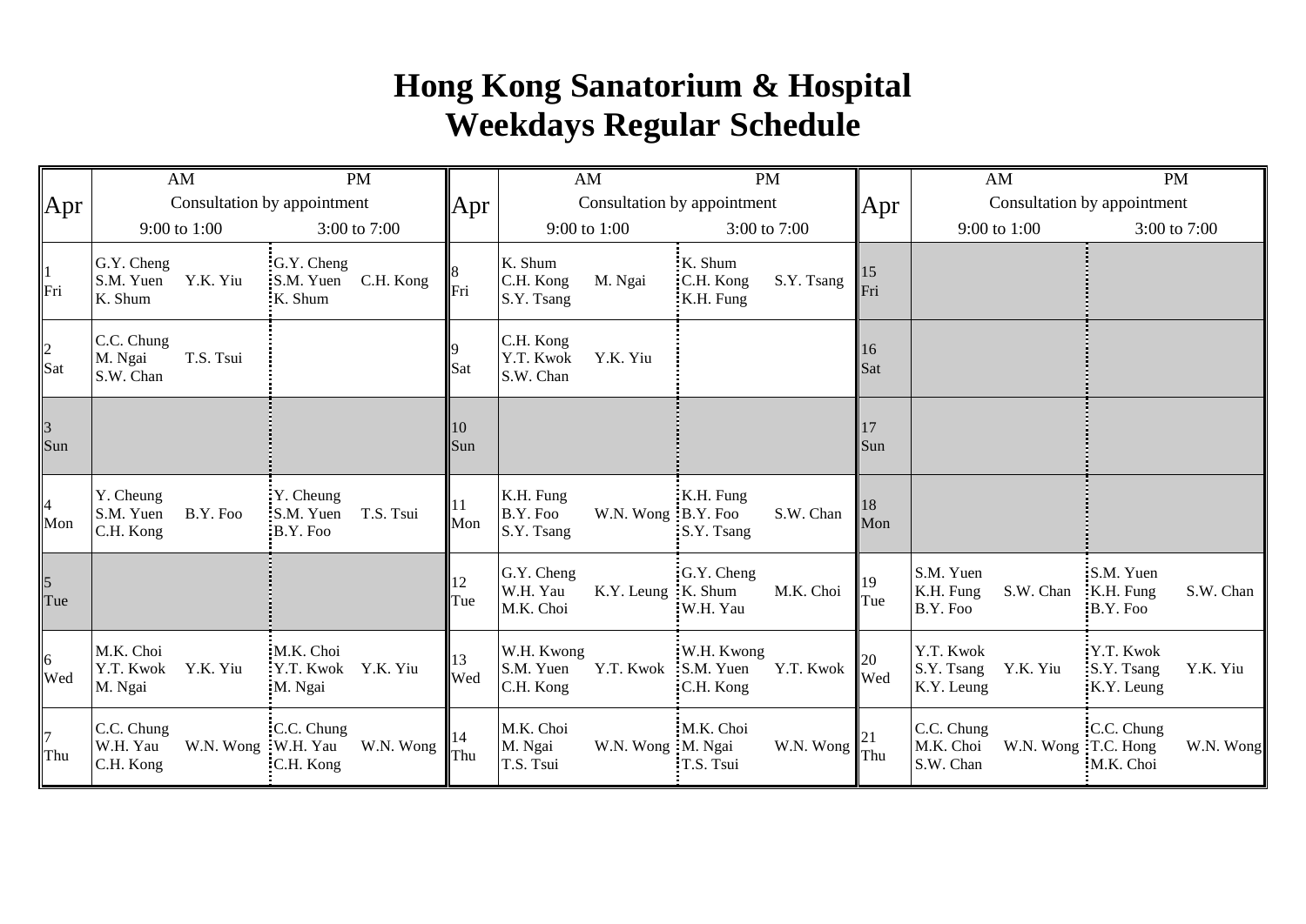# Hong Kong Sanatorium & Hospital
# Weekdays Regular Schedule

| Apr | AM<br>Consultation by appointment<br>9:00 to 1:00 | PM<br>Consultation by appointment<br>3:00 to 7:00 | Apr | AM<br>Consultation by appointment<br>9:00 to 1:00 | PM<br>Consultation by appointment<br>3:00 to 7:00 | Apr | AM<br>Consultation by appointment<br>9:00 to 1:00 | PM<br>Consultation by appointment<br>3:00 to 7:00 |
|---|---|---|---|---|---|---|---|---|
| 1 Fri | G.Y. Cheng<br>S.M. Yuen Y.K. Yiu<br>K. Shum | G.Y. Cheng<br>S.M. Yuen C.H. Kong<br>K. Shum | 8 Fri | K. Shum<br>C.H. Kong M. Ngai<br>S.Y. Tsang | K. Shum<br>C.H. Kong S.Y. Tsang<br>K.H. Fung | 15 Fri | | |
| 2 Sat | C.C. Chung<br>M. Ngai T.S. Tsui<br>S.W. Chan | | 9 Sat | C.H. Kong<br>Y.T. Kwok Y.K. Yiu<br>S.W. Chan | | 16 Sat | | |
| 3 Sun | | | 10 Sun | | | 17 Sun | | |
| 4 Mon | Y. Cheung<br>S.M. Yuen B.Y. Foo<br>C.H. Kong | Y. Cheung<br>S.M. Yuen T.S. Tsui<br>B.Y. Foo | 11 Mon | K.H. Fung<br>B.Y. Foo W.N. Wong<br>S.Y. Tsang | K.H. Fung<br>B.Y. Foo S.W. Chan<br>S.Y. Tsang | 18 Mon | | |
| 5 Tue | | | 12 Tue | G.Y. Cheng<br>W.H. Yau K.Y. Leung<br>M.K. Choi | G.Y. Cheng<br>K. Shum M.K. Choi<br>W.H. Yau | 19 Tue | S.M. Yuen<br>K.H. Fung S.W. Chan<br>B.Y. Foo | S.M. Yuen<br>K.H. Fung S.W. Chan<br>B.Y. Foo |
| 6 Wed | M.K. Choi<br>Y.T. Kwok Y.K. Yiu<br>M. Ngai | M.K. Choi<br>Y.T. Kwok Y.K. Yiu<br>M. Ngai | 13 Wed | W.H. Kwong<br>S.M. Yuen Y.T. Kwok<br>C.H. Kong | W.H. Kwong<br>S.M. Yuen Y.T. Kwok<br>C.H. Kong | 20 Wed | Y.T. Kwok<br>S.Y. Tsang Y.K. Yiu<br>K.Y. Leung | Y.T. Kwok<br>S.Y. Tsang Y.K. Yiu<br>K.Y. Leung |
| 7 Thu | C.C. Chung<br>W.H. Yau W.N. Wong<br>C.H. Kong | C.C. Chung<br>W.H. Yau W.N. Wong<br>C.H. Kong | 14 Thu | M.K. Choi<br>M. Ngai W.N. Wong<br>T.S. Tsui | M.K. Choi<br>M. Ngai W.N. Wong<br>T.S. Tsui | 21 Thu | C.C. Chung<br>M.K. Choi W.N. Wong<br>S.W. Chan | C.C. Chung<br>T.C. Hong W.N. Wong<br>M.K. Choi |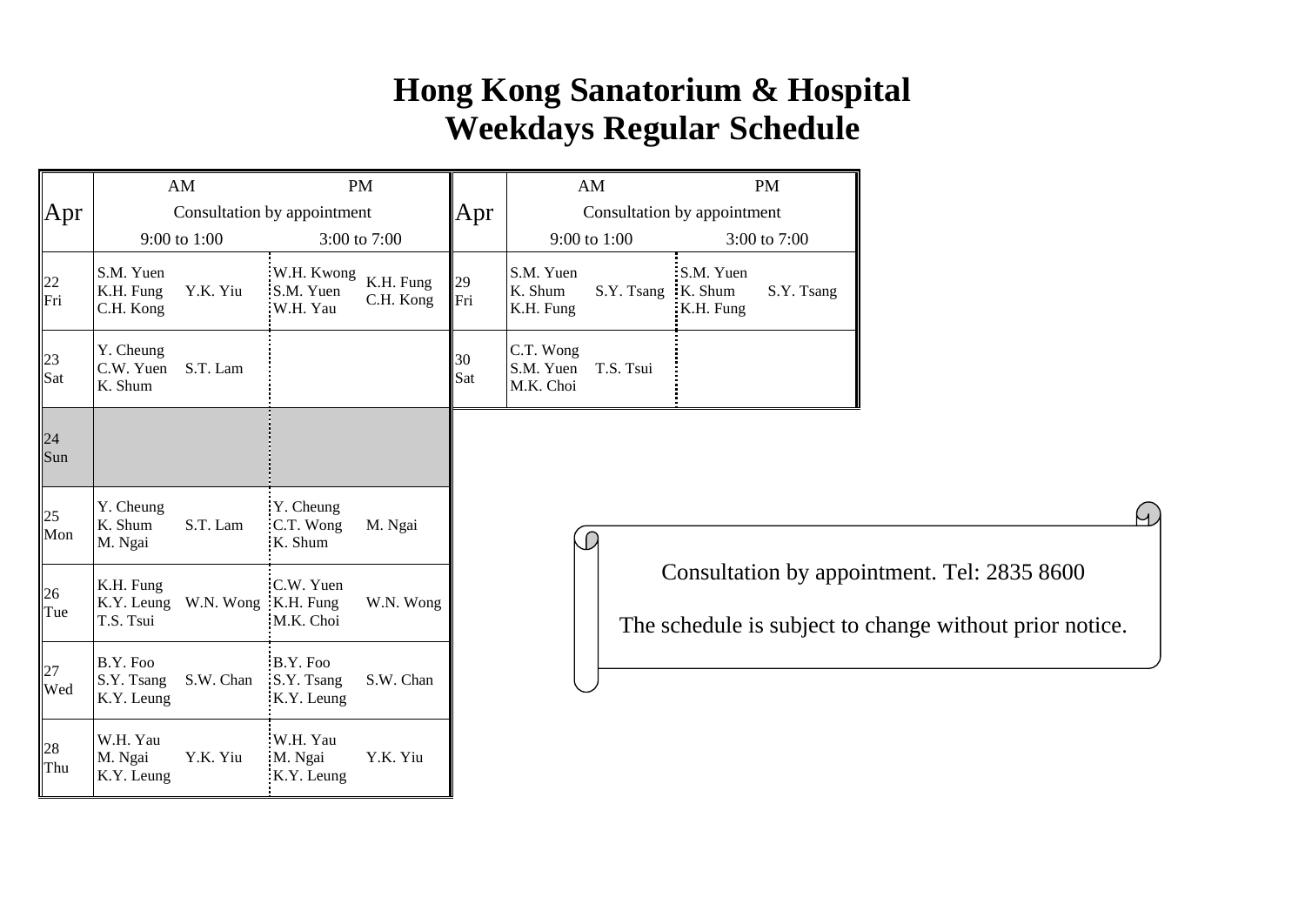# Hong Kong Sanatorium & Hospital
# Weekdays Regular Schedule

| Apr | AM<br>Consultation by appointment<br>9:00 to 1:00 | | PM<br>Consultation by appointment<br>3:00 to 7:00 | |
|---|---|---|---|---|
| 22 Fri | S.M. Yuen<br>K.H. Fung<br>C.H. Kong | Y.K. Yiu | W.H. Kwong<br>S.M. Yuen<br>W.H. Yau | K.H. Fung<br>C.H. Kong |
| 23 Sat | Y. Cheung<br>C.W. Yuen<br>K. Shum | S.T. Lam | | |
| 24 Sun | | | | |
| 25 Mon | Y. Cheung<br>K. Shum<br>M. Ngai | S.T. Lam | Y. Cheung<br>C.T. Wong<br>K. Shum | M. Ngai |
| 26 Tue | K.H. Fung<br>K.Y. Leung<br>T.S. Tsui | W.N. Wong | C.W. Yuen<br>K.H. Fung<br>M.K. Choi | W.N. Wong |
| 27 Wed | B.Y. Foo<br>S.Y. Tsang<br>K.Y. Leung | S.W. Chan | B.Y. Foo<br>S.Y. Tsang<br>K.Y. Leung | S.W. Chan |
| 28 Thu | W.H. Yau<br>M. Ngai<br>K.Y. Leung | Y.K. Yiu | W.H. Yau<br>M. Ngai<br>K.Y. Leung | Y.K. Yiu |

| Apr | AM<br>Consultation by appointment<br>9:00 to 1:00 | | PM<br>Consultation by appointment<br>3:00 to 7:00 | |
|---|---|---|---|---|
| 29 Fri | S.M. Yuen<br>K. Shum<br>K.H. Fung | S.Y. Tsang | S.M. Yuen<br>K. Shum<br>K.H. Fung | S.Y. Tsang |
| 30 Sat | C.T. Wong<br>S.M. Yuen<br>M.K. Choi | T.S. Tsui | | |

Consultation by appointment. Tel: 2835 8600

The schedule is subject to change without prior notice.